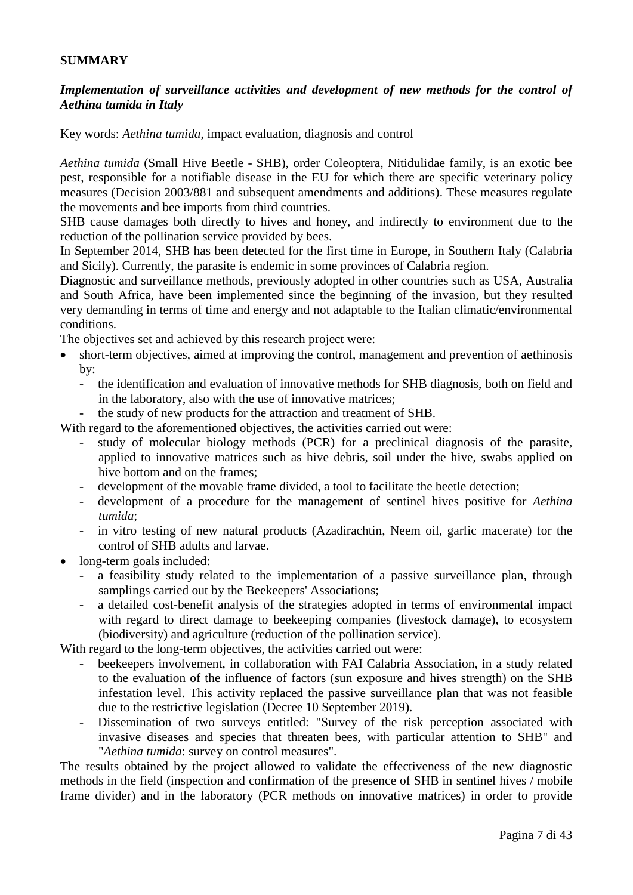**SUMMARY**

***Implementation of surveillance activities and development of new methods for the control of Aethina tumida in Italy***

Key words: *Aethina tumida*, impact evaluation, diagnosis and control

*Aethina tumida* (Small Hive Beetle - SHB), order Coleoptera, Nitidulidae family, is an exotic bee pest, responsible for a notifiable disease in the EU for which there are specific veterinary policy measures (Decision 2003/881 and subsequent amendments and additions). These measures regulate the movements and bee imports from third countries.

SHB cause damages both directly to hives and honey, and indirectly to environment due to the reduction of the pollination service provided by bees.

In September 2014, SHB has been detected for the first time in Europe, in Southern Italy (Calabria and Sicily). Currently, the parasite is endemic in some provinces of Calabria region.

Diagnostic and surveillance methods, previously adopted in other countries such as USA, Australia and South Africa, have been implemented since the beginning of the invasion, but they resulted very demanding in terms of time and energy and not adaptable to the Italian climatic/environmental conditions.

The objectives set and achieved by this research project were:

- short-term objectives, aimed at improving the control, management and prevention of aethinosis by:
  - the identification and evaluation of innovative methods for SHB diagnosis, both on field and in the laboratory, also with the use of innovative matrices;
  - the study of new products for the attraction and treatment of SHB.

With regard to the aforementioned objectives, the activities carried out were:

- study of molecular biology methods (PCR) for a preclinical diagnosis of the parasite, applied to innovative matrices such as hive debris, soil under the hive, swabs applied on hive bottom and on the frames;
- development of the movable frame divided, a tool to facilitate the beetle detection;
- development of a procedure for the management of sentinel hives positive for *Aethina tumida*;
- in vitro testing of new natural products (Azadirachtin, Neem oil, garlic macerate) for the control of SHB adults and larvae.

- long-term goals included:
  - a feasibility study related to the implementation of a passive surveillance plan, through samplings carried out by the Beekeepers' Associations;
  - a detailed cost-benefit analysis of the strategies adopted in terms of environmental impact with regard to direct damage to beekeeping companies (livestock damage), to ecosystem (biodiversity) and agriculture (reduction of the pollination service).

With regard to the long-term objectives, the activities carried out were:

- beekeepers involvement, in collaboration with FAI Calabria Association, in a study related to the evaluation of the influence of factors (sun exposure and hives strength) on the SHB infestation level. This activity replaced the passive surveillance plan that was not feasible due to the restrictive legislation (Decree 10 September 2019).
- Dissemination of two surveys entitled: "Survey of the risk perception associated with invasive diseases and species that threaten bees, with particular attention to SHB" and "*Aethina tumida*: survey on control measures".

The results obtained by the project allowed to validate the effectiveness of the new diagnostic methods in the field (inspection and confirmation of the presence of SHB in sentinel hives / mobile frame divider) and in the laboratory (PCR methods on innovative matrices) in order to provide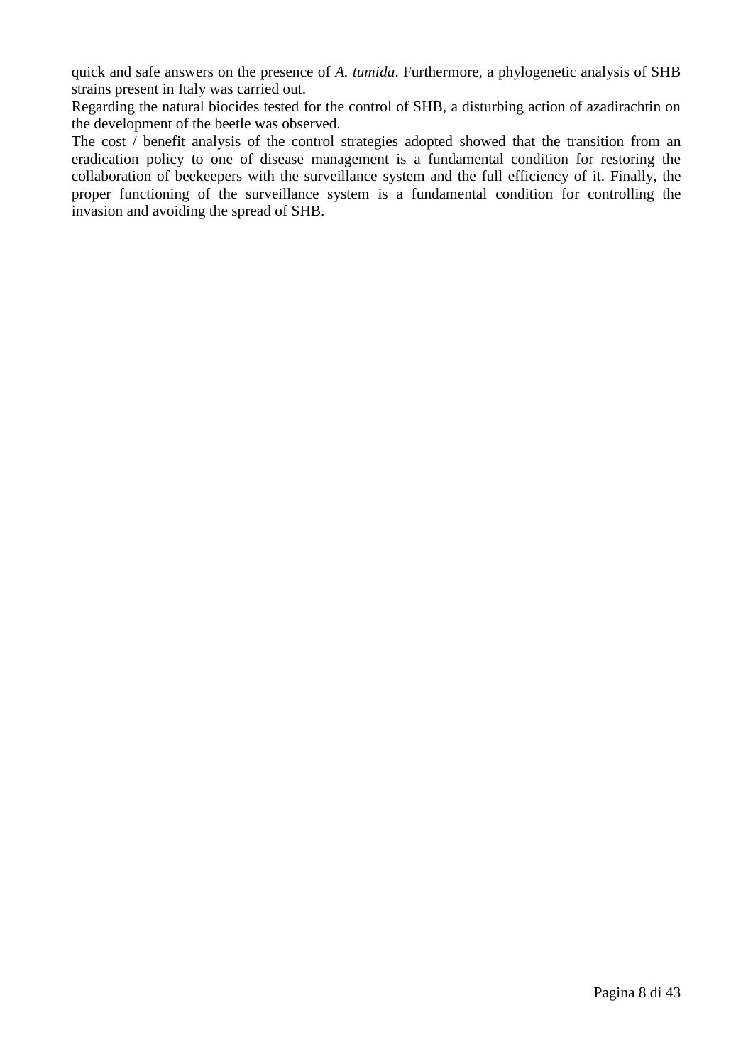quick and safe answers on the presence of *A. tumida*. Furthermore, a phylogenetic analysis of SHB strains present in Italy was carried out.

Regarding the natural biocides tested for the control of SHB, a disturbing action of azadirachtin on the development of the beetle was observed.

The cost / benefit analysis of the control strategies adopted showed that the transition from an eradication policy to one of disease management is a fundamental condition for restoring the collaboration of beekeepers with the surveillance system and the full efficiency of it. Finally, the proper functioning of the surveillance system is a fundamental condition for controlling the invasion and avoiding the spread of SHB.